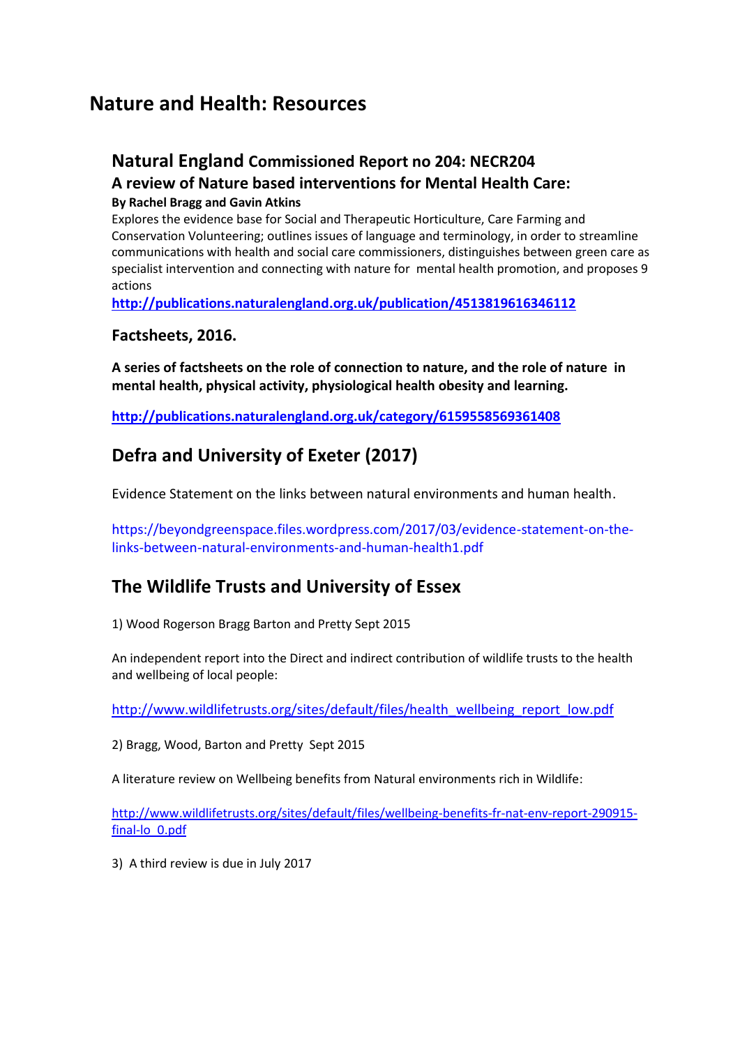# Nature and Health: Resources

## Natural England Commissioned Report no 204: NECR204

### A review of Nature based interventions for Mental Health Care:

**By Rachel Bragg and Gavin Atkins**

Explores the evidence base for Social and Therapeutic Horticulture, Care Farming and Conservation Volunteering; outlines issues of language and terminology, in order to streamline communications with health and social care commissioners, distinguishes between green care as specialist intervention and connecting with nature for mental health promotion, and proposes 9 actions

**http://publications.naturalengland.org.uk/publication/4513819616346112**

### Factsheets, 2016.

**A series of factsheets on the role of connection to nature, and the role of nature in mental health, physical activity, physiological health obesity and learning.**

**http://publications.naturalengland.org.uk/category/6159558569361408**

## Defra and University of Exeter (2017)

Evidence Statement on the links between natural environments and human health.

https://beyondgreenspace.files.wordpress.com/2017/03/evidence-statement-on-the-links-between-natural-environments-and-human-health1.pdf

## The Wildlife Trusts and University of Essex

1) Wood Rogerson Bragg Barton and Pretty Sept 2015

An independent report into the Direct and indirect contribution of wildlife trusts to the health and wellbeing of local people:

http://www.wildlifetrusts.org/sites/default/files/health_wellbeing_report_low.pdf

2) Bragg, Wood, Barton and Pretty Sept 2015

A literature review on Wellbeing benefits from Natural environments rich in Wildlife:

http://www.wildlifetrusts.org/sites/default/files/wellbeing-benefits-fr-nat-env-report-290915-final-lo_0.pdf

3) A third review is due in July 2017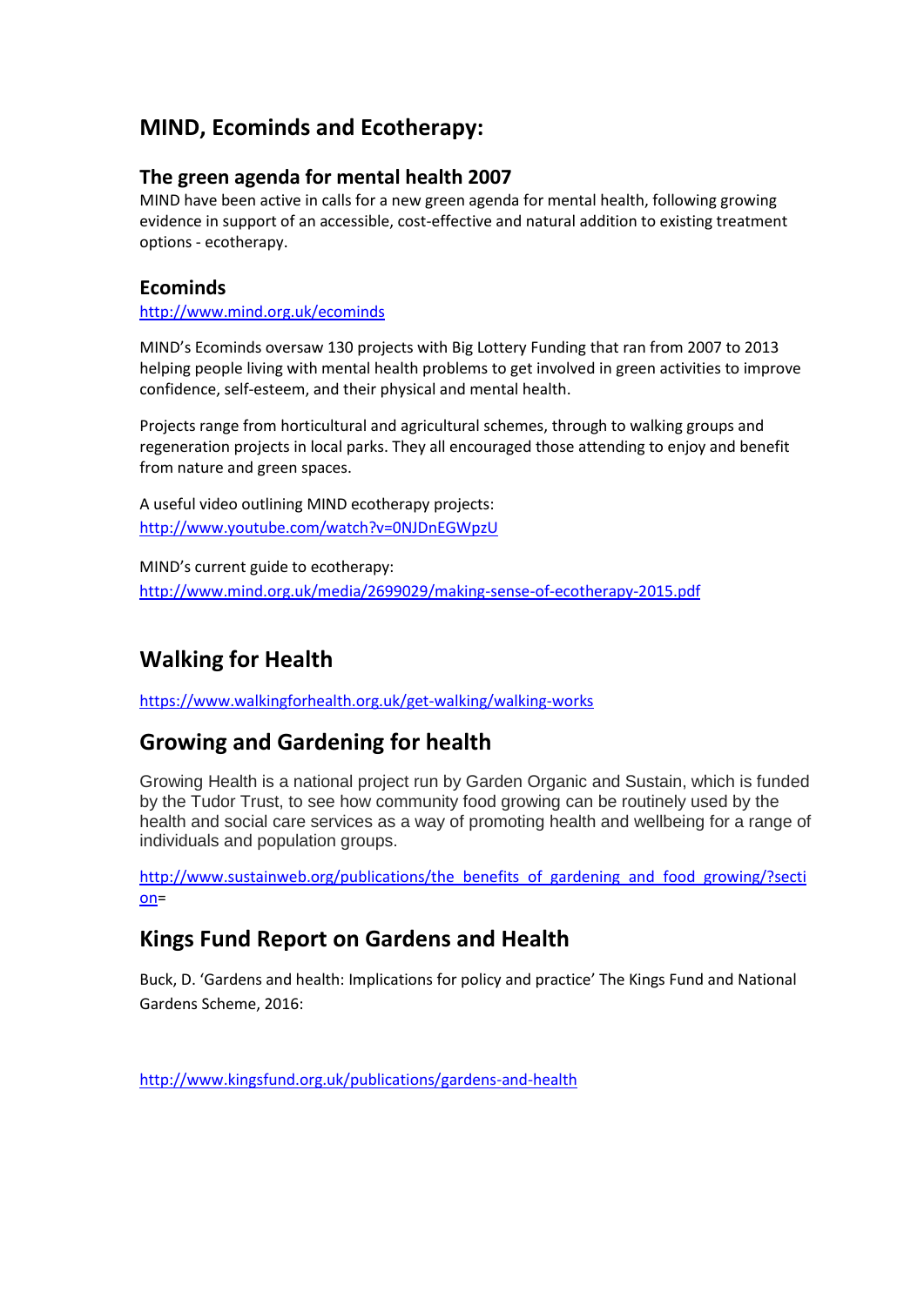## MIND, Ecominds and Ecotherapy:

### The green agenda for mental health 2007

MIND have been active in calls for a new green agenda for mental health, following growing evidence in support of an accessible, cost-effective and natural addition to existing treatment options - ecotherapy.

### Ecominds

http://www.mind.org.uk/ecominds

MIND's Ecominds oversaw 130 projects with Big Lottery Funding that ran from 2007 to 2013 helping people living with mental health problems to get involved in green activities to improve confidence, self-esteem, and their physical and mental health.

Projects range from horticultural and agricultural schemes, through to walking groups and regeneration projects in local parks. They all encouraged those attending to enjoy and benefit from nature and green spaces.

A useful video outlining MIND ecotherapy projects:
http://www.youtube.com/watch?v=0NJDnEGWpzU

MIND's current guide to ecotherapy:
http://www.mind.org.uk/media/2699029/making-sense-of-ecotherapy-2015.pdf

## Walking for Health

https://www.walkingforhealth.org.uk/get-walking/walking-works

## Growing and Gardening for health

Growing Health is a national project run by Garden Organic and Sustain, which is funded by the Tudor Trust, to see how community food growing can be routinely used by the health and social care services as a way of promoting health and wellbeing for a range of individuals and population groups.

http://www.sustainweb.org/publications/the_benefits_of_gardening_and_food_growing/?section=

## Kings Fund Report on Gardens and Health

Buck, D. 'Gardens and health: Implications for policy and practice' The Kings Fund and National Gardens Scheme, 2016:

http://www.kingsfund.org.uk/publications/gardens-and-health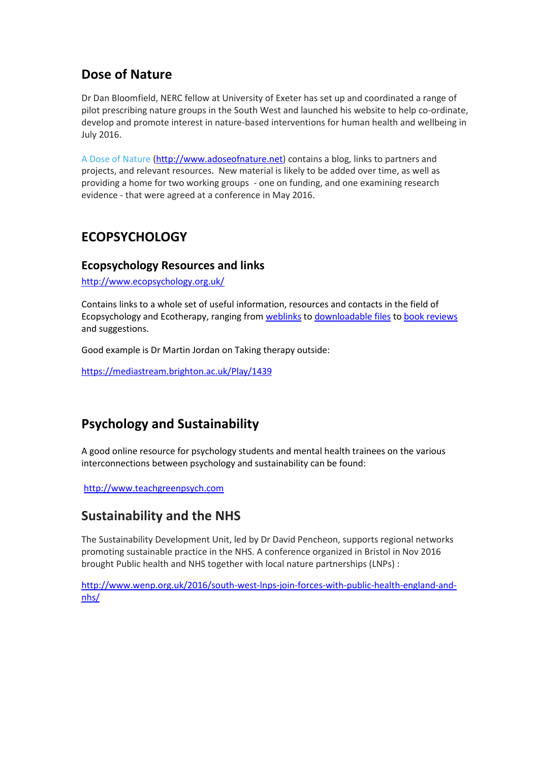## Dose of Nature

Dr Dan Bloomfield, NERC fellow at University of Exeter has set up and coordinated a range of pilot prescribing nature groups in the South West and launched his website to help co-ordinate, develop and promote interest in nature-based interventions for human health and wellbeing in July 2016.

A Dose of Nature (http://www.adoseofnature.net) contains a blog, links to partners and projects, and relevant resources. New material is likely to be added over time, as well as providing a home for two working groups - one on funding, and one examining research evidence - that were agreed at a conference in May 2016.

## ECOPSYCHOLOGY

### Ecopsychology Resources and links

http://www.ecopsychology.org.uk/

Contains links to a whole set of useful information, resources and contacts in the field of Ecopsychology and Ecotherapy, ranging from weblinks to downloadable files to book reviews and suggestions.

Good example is Dr Martin Jordan on Taking therapy outside:

https://mediastream.brighton.ac.uk/Play/1439

## Psychology and Sustainability

A good online resource for psychology students and mental health trainees on the various interconnections between psychology and sustainability can be found:

http://www.teachgreenpsych.com

## Sustainability and the NHS

The Sustainability Development Unit, led by Dr David Pencheon, supports regional networks promoting sustainable practice in the NHS. A conference organized in Bristol in Nov 2016 brought Public health and NHS together with local nature partnerships (LNPs) :

http://www.wenp.org.uk/2016/south-west-lnps-join-forces-with-public-health-england-and-nhs/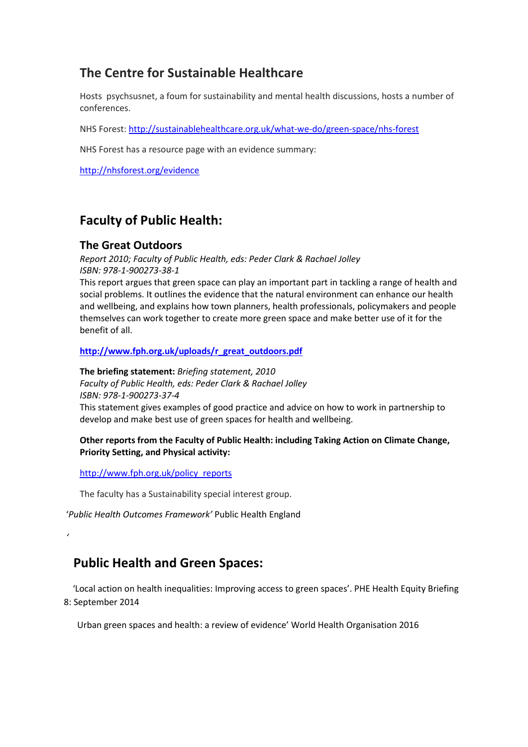## The Centre for Sustainable Healthcare

Hosts psychsusnet, a foum for sustainability and mental health discussions, hosts a number of conferences.

NHS Forest: http://sustainablehealthcare.org.uk/what-we-do/green-space/nhs-forest

NHS Forest has a resource page with an evidence summary:

http://nhsforest.org/evidence

## Faculty of Public Health:

### The Great Outdoors

*Report 2010; Faculty of Public Health, eds: Peder Clark & Rachael Jolley*
*ISBN: 978-1-900273-38-1*

This report argues that green space can play an important part in tackling a range of health and social problems. It outlines the evidence that the natural environment can enhance our health and wellbeing, and explains how town planners, health professionals, policymakers and people themselves can work together to create more green space and make better use of it for the benefit of all.

**http://www.fph.org.uk/uploads/r_great_outdoors.pdf**

**The briefing statement:** *Briefing statement, 2010*
*Faculty of Public Health, eds: Peder Clark & Rachael Jolley*
*ISBN: 978-1-900273-37-4*

This statement gives examples of good practice and advice on how to work in partnership to develop and make best use of green spaces for health and wellbeing.

**Other reports from the Faculty of Public Health: including Taking Action on Climate Change, Priority Setting, and Physical activity:**

http://www.fph.org.uk/policy_reports

The faculty has a Sustainability special interest group.

'*Public Health Outcomes Framework'* Public Health England

'

## Public Health and Green Spaces:

'Local action on health inequalities: Improving access to green spaces'. PHE Health Equity Briefing 8: September 2014

Urban green spaces and health: a review of evidence' World Health Organisation 2016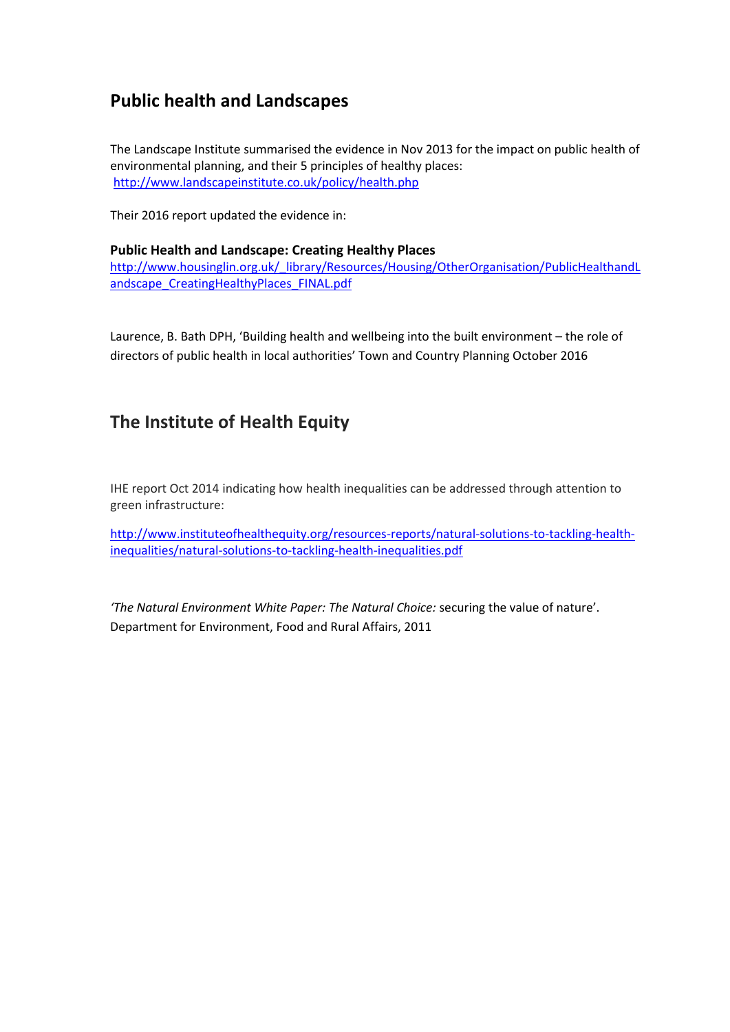## Public health and Landscapes

The Landscape Institute summarised the evidence in Nov 2013 for the impact on public health of environmental planning, and their 5 principles of healthy places:
http://www.landscapeinstitute.co.uk/policy/health.php

Their 2016 report updated the evidence in:

**Public Health and Landscape: Creating Healthy Places**
http://www.housinglin.org.uk/_library/Resources/Housing/OtherOrganisation/PublicHealthandLandscape_CreatingHealthyPlaces_FINAL.pdf

Laurence, B. Bath DPH, 'Building health and wellbeing into the built environment – the role of directors of public health in local authorities' Town and Country Planning October 2016

## The Institute of Health Equity

IHE report Oct 2014 indicating how health inequalities can be addressed through attention to green infrastructure:

http://www.instituteofhealthequity.org/resources-reports/natural-solutions-to-tackling-health-inequalities/natural-solutions-to-tackling-health-inequalities.pdf

*'The Natural Environment White Paper: The Natural Choice:* securing the value of nature'. Department for Environment, Food and Rural Affairs, 2011